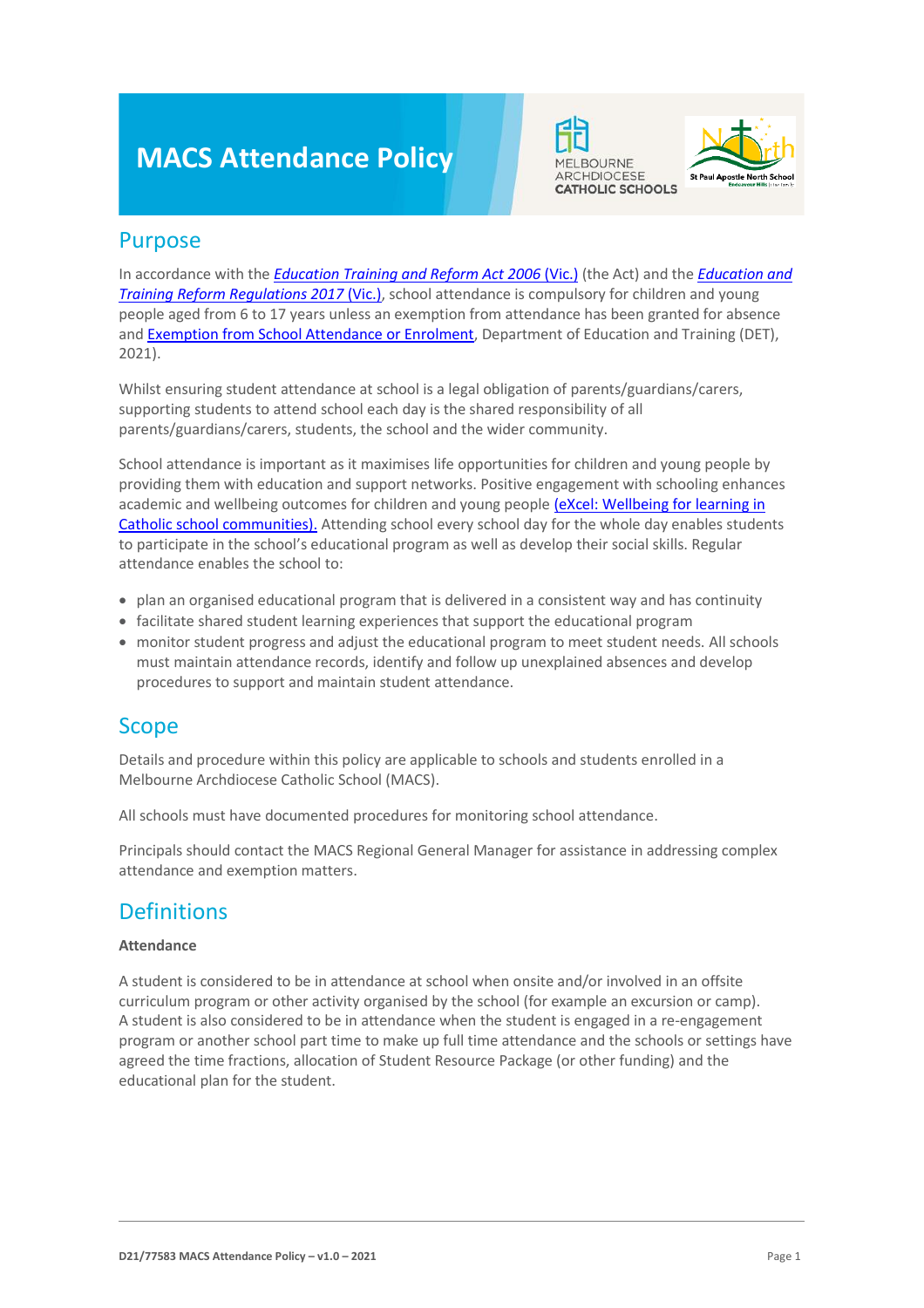# MACS Attendance Policy

## Purpose

In accordance with the *Education Training and Reform Act 2006* (Vic.) (the Act) and the *Education and Training Reform Regulations 2017* (Vic.), school attendance is compulsory for children and young people aged from 6 to 17 years unless an exemption from attendance has been granted for absence and Exemption from School Attendance or Enrolment, Department of Education and Training (DET), 2021).

Whilst ensuring student attendance at school is a legal obligation of parents/guardians/carers, supporting students to attend school each day is the shared responsibility of all parents/guardians/carers, students, the school and the wider community.

School attendance is important as it maximises life opportunities for children and young people by providing them with education and support networks. Positive engagement with schooling enhances academic and wellbeing outcomes for children and young people (eXcel: Wellbeing for learning in Catholic school communities). Attending school every school day for the whole day enables students to participate in the school's educational program as well as develop their social skills. Regular attendance enables the school to:

- plan an organised educational program that is delivered in a consistent way and has continuity
- facilitate shared student learning experiences that support the educational program
- monitor student progress and adjust the educational program to meet student needs. All schools must maintain attendance records, identify and follow up unexplained absences and develop procedures to support and maintain student attendance.

## Scope

Details and procedure within this policy are applicable to schools and students enrolled in a Melbourne Archdiocese Catholic School (MACS).

All schools must have documented procedures for monitoring school attendance.

Principals should contact the MACS Regional General Manager for assistance in addressing complex attendance and exemption matters.

## Definitions

**Attendance**

A student is considered to be in attendance at school when onsite and/or involved in an offsite curriculum program or other activity organised by the school (for example an excursion or camp). A student is also considered to be in attendance when the student is engaged in a re-engagement program or another school part time to make up full time attendance and the schools or settings have agreed the time fractions, allocation of Student Resource Package (or other funding) and the educational plan for the student.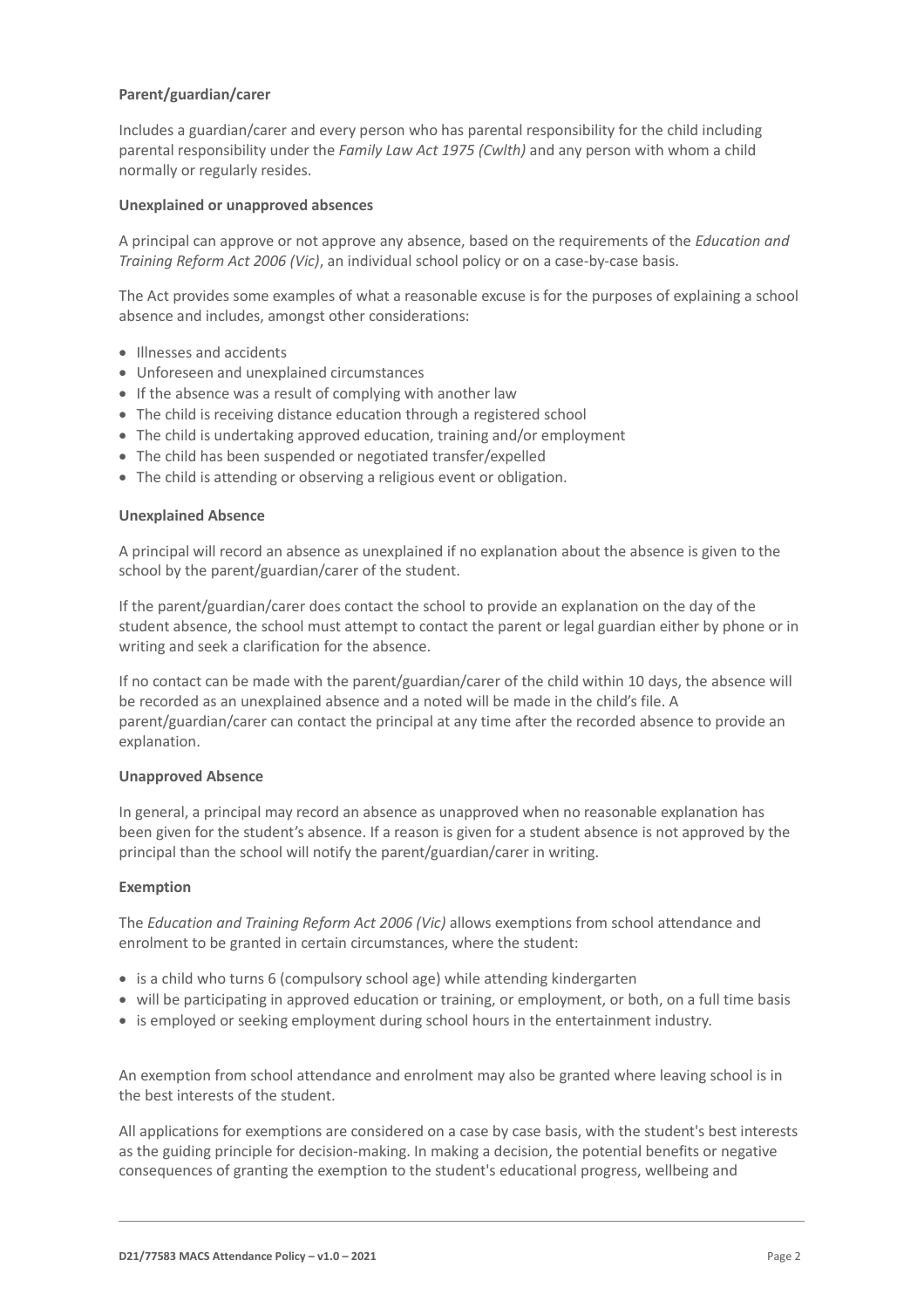**Parent/guardian/carer**

Includes a guardian/carer and every person who has parental responsibility for the child including parental responsibility under the *Family Law Act 1975 (Cwlth)* and any person with whom a child normally or regularly resides.

**Unexplained or unapproved absences**

A principal can approve or not approve any absence, based on the requirements of the *Education and Training Reform Act 2006 (Vic)*, an individual school policy or on a case-by-case basis.

The Act provides some examples of what a reasonable excuse is for the purposes of explaining a school absence and includes, amongst other considerations:

- Illnesses and accidents
- Unforeseen and unexplained circumstances
- If the absence was a result of complying with another law
- The child is receiving distance education through a registered school
- The child is undertaking approved education, training and/or employment
- The child has been suspended or negotiated transfer/expelled
- The child is attending or observing a religious event or obligation.

**Unexplained Absence**

A principal will record an absence as unexplained if no explanation about the absence is given to the school by the parent/guardian/carer of the student.

If the parent/guardian/carer does contact the school to provide an explanation on the day of the student absence, the school must attempt to contact the parent or legal guardian either by phone or in writing and seek a clarification for the absence.

If no contact can be made with the parent/guardian/carer of the child within 10 days, the absence will be recorded as an unexplained absence and a noted will be made in the child's file. A parent/guardian/carer can contact the principal at any time after the recorded absence to provide an explanation.

**Unapproved Absence**

In general, a principal may record an absence as unapproved when no reasonable explanation has been given for the student's absence. If a reason is given for a student absence is not approved by the principal than the school will notify the parent/guardian/carer in writing.

**Exemption**

The *Education and Training Reform Act 2006 (Vic)* allows exemptions from school attendance and enrolment to be granted in certain circumstances, where the student:

- is a child who turns 6 (compulsory school age) while attending kindergarten
- will be participating in approved education or training, or employment, or both, on a full time basis
- is employed or seeking employment during school hours in the entertainment industry.

An exemption from school attendance and enrolment may also be granted where leaving school is in the best interests of the student.

All applications for exemptions are considered on a case by case basis, with the student's best interests as the guiding principle for decision-making. In making a decision, the potential benefits or negative consequences of granting the exemption to the student's educational progress, wellbeing and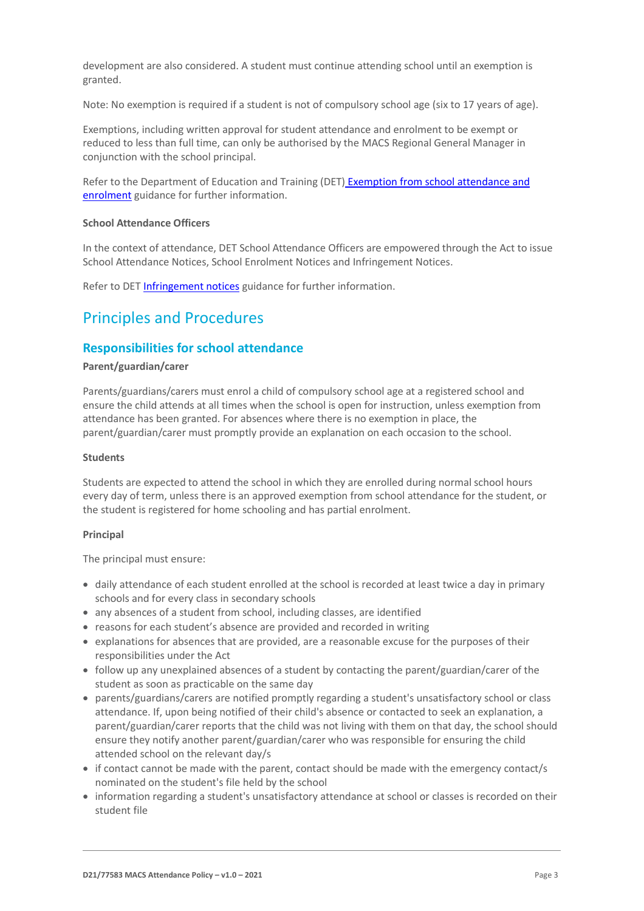development are also considered. A student must continue attending school until an exemption is granted.

Note: No exemption is required if a student is not of compulsory school age (six to 17 years of age).

Exemptions, including written approval for student attendance and enrolment to be exempt or reduced to less than full time, can only be authorised by the MACS Regional General Manager in conjunction with the school principal.

Refer to the Department of Education and Training (DET) [Exemption from school attendance and enrolment]() guidance for further information.

**School Attendance Officers**

In the context of attendance, DET School Attendance Officers are empowered through the Act to issue School Attendance Notices, School Enrolment Notices and Infringement Notices.

Refer to DET [Infringement notices]() guidance for further information.

# Principles and Procedures

## Responsibilities for school attendance

**Parent/guardian/carer**

Parents/guardians/carers must enrol a child of compulsory school age at a registered school and ensure the child attends at all times when the school is open for instruction, unless exemption from attendance has been granted. For absences where there is no exemption in place, the parent/guardian/carer must promptly provide an explanation on each occasion to the school.

**Students**

Students are expected to attend the school in which they are enrolled during normal school hours every day of term, unless there is an approved exemption from school attendance for the student, or the student is registered for home schooling and has partial enrolment.

**Principal**

The principal must ensure:

- daily attendance of each student enrolled at the school is recorded at least twice a day in primary schools and for every class in secondary schools
- any absences of a student from school, including classes, are identified
- reasons for each student's absence are provided and recorded in writing
- explanations for absences that are provided, are a reasonable excuse for the purposes of their responsibilities under the Act
- follow up any unexplained absences of a student by contacting the parent/guardian/carer of the student as soon as practicable on the same day
- parents/guardians/carers are notified promptly regarding a student's unsatisfactory school or class attendance. If, upon being notified of their child's absence or contacted to seek an explanation, a parent/guardian/carer reports that the child was not living with them on that day, the school should ensure they notify another parent/guardian/carer who was responsible for ensuring the child attended school on the relevant day/s
- if contact cannot be made with the parent, contact should be made with the emergency contact/s nominated on the student's file held by the school
- information regarding a student's unsatisfactory attendance at school or classes is recorded on their student file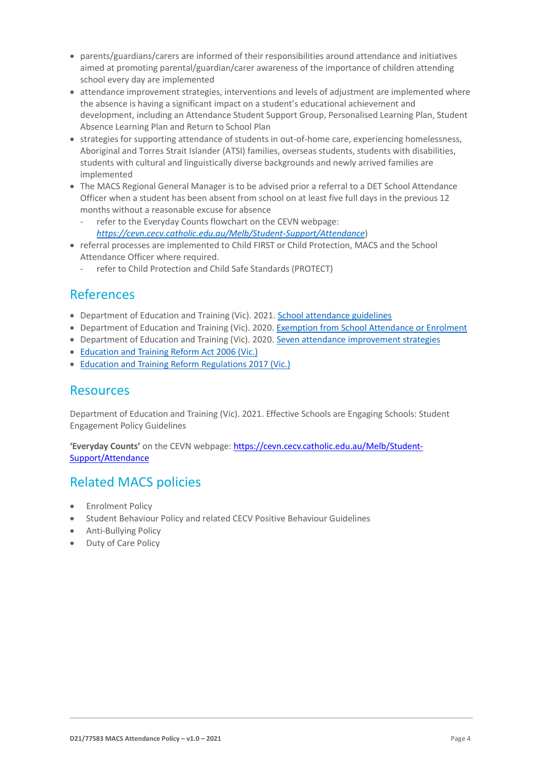- parents/guardians/carers are informed of their responsibilities around attendance and initiatives aimed at promoting parental/guardian/carer awareness of the importance of children attending school every day are implemented
- attendance improvement strategies, interventions and levels of adjustment are implemented where the absence is having a significant impact on a student's educational achievement and development, including an Attendance Student Support Group, Personalised Learning Plan, Student Absence Learning Plan and Return to School Plan
- strategies for supporting attendance of students in out-of-home care, experiencing homelessness, Aboriginal and Torres Strait Islander (ATSI) families, overseas students, students with disabilities, students with cultural and linguistically diverse backgrounds and newly arrived families are implemented
- The MACS Regional General Manager is to be advised prior a referral to a DET School Attendance Officer when a student has been absent from school on at least five full days in the previous 12 months without a reasonable excuse for absence
  - refer to the Everyday Counts flowchart on the CEVN webpage: *https://cevn.cecv.catholic.edu.au/Melb/Student-Support/Attendance*)
- referral processes are implemented to Child FIRST or Child Protection, MACS and the School Attendance Officer where required.
  - refer to Child Protection and Child Safe Standards (PROTECT)

## References

- Department of Education and Training (Vic). 2021. School attendance guidelines
- Department of Education and Training (Vic). 2020. Exemption from School Attendance or Enrolment
- Department of Education and Training (Vic). 2020. Seven attendance improvement strategies
- Education and Training Reform Act 2006 (Vic.)
- Education and Training Reform Regulations 2017 (Vic.)

## Resources

Department of Education and Training (Vic). 2021. Effective Schools are Engaging Schools: Student Engagement Policy Guidelines

**'Everyday Counts'** on the CEVN webpage: https://cevn.cecv.catholic.edu.au/Melb/Student-Support/Attendance

## Related MACS policies

- Enrolment Policy
- Student Behaviour Policy and related CECV Positive Behaviour Guidelines
- Anti-Bullying Policy
- Duty of Care Policy